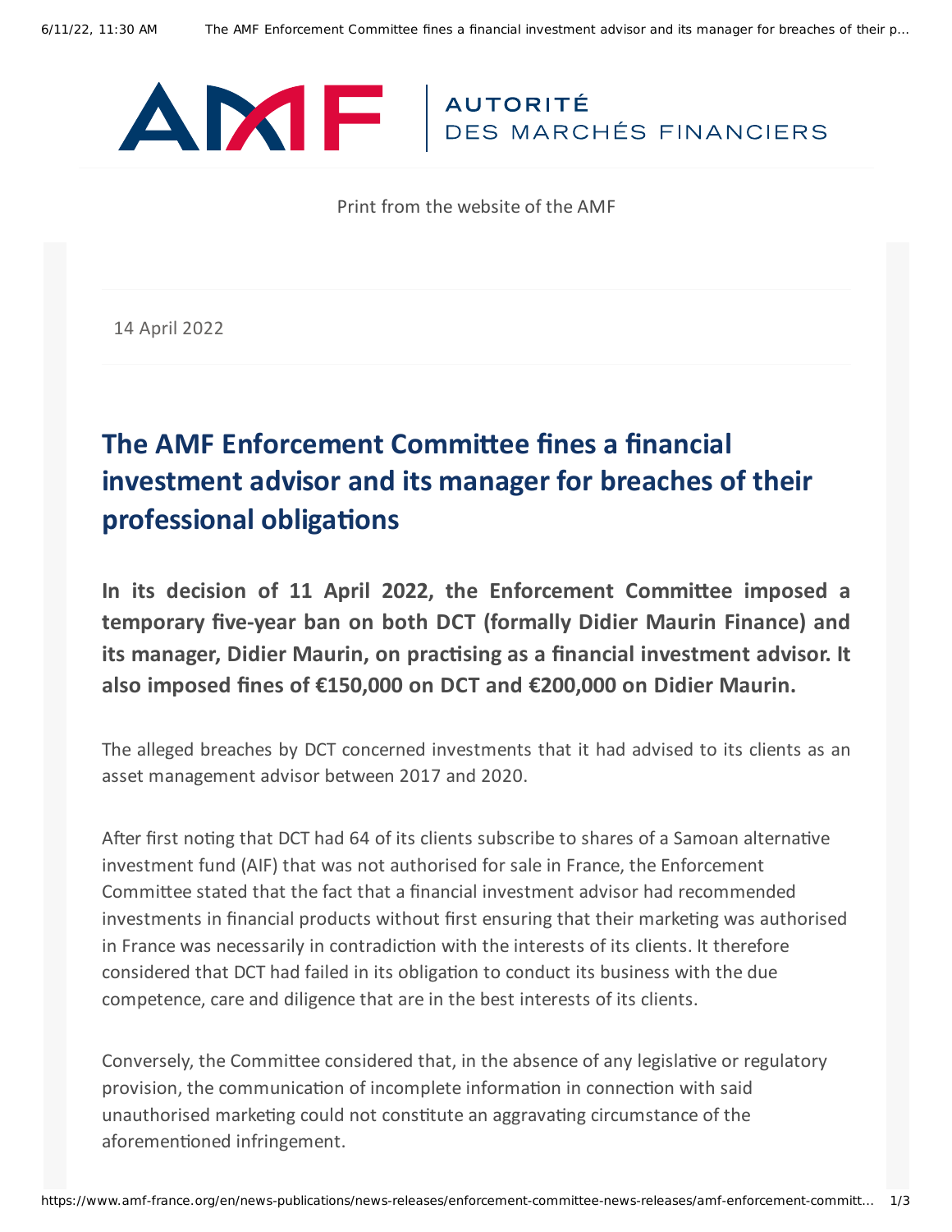Print from the website of the AMF

14 April 2022

# The AMF Enforcement Committee fines a financial investment advisor and its manager for breaches of their professional obligations

**In its decision of 11 April 2022, the Enforcement Committee imposed a temporary five-year ban on both DCT (formally Didier Maurin Finance) and its manager, Didier Maurin, on practising as a financial investment advisor. It also imposed fines of €150,000 on DCT and €200,000 on Didier Maurin.**

The alleged breaches by DCT concerned investments that it had advised to its clients as an asset management advisor between 2017 and 2020.

After first noting that DCT had 64 of its clients subscribe to shares of a Samoan alternative investment fund (AIF) that was not authorised for sale in France, the Enforcement Committee stated that the fact that a financial investment advisor had recommended investments in financial products without first ensuring that their marketing was authorised in France was necessarily in contradiction with the interests of its clients. It therefore considered that DCT had failed in its obligation to conduct its business with the due competence, care and diligence that are in the best interests of its clients.

Conversely, the Committee considered that, in the absence of any legislative or regulatory provision, the communication of incomplete information in connection with said unauthorised marketing could not constitute an aggravating circumstance of the aforementioned infringement.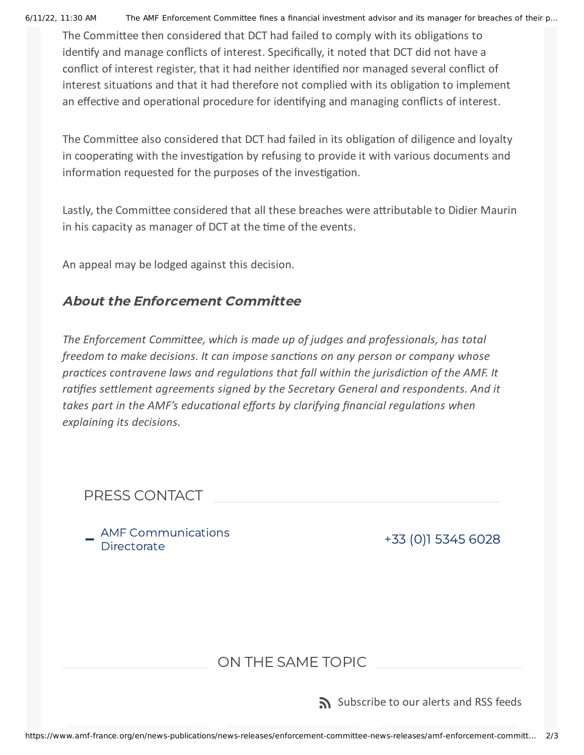The Committee then considered that DCT had failed to comply with its obligations to identify and manage conflicts of interest. Specifically, it noted that DCT did not have a conflict of interest register, that it had neither identified nor managed several conflict of interest situations and that it had therefore not complied with its obligation to implement an effective and operational procedure for identifying and managing conflicts of interest.

The Committee also considered that DCT had failed in its obligation of diligence and loyalty in cooperating with the investigation by refusing to provide it with various documents and information requested for the purposes of the investigation.

Lastly, the Committee considered that all these breaches were attributable to Didier Maurin in his capacity as manager of DCT at the time of the events.

An appeal may be lodged against this decision.

### *About the Enforcement Committee*

*The Enforcement Committee, which is made up of judges and professionals, has total freedom to make decisions. It can impose sanctions on any person or company whose practices contravene laws and regulations that fall within the jurisdiction of the AMF. It ratifies settlement agreements signed by the Secretary General and respondents. And it takes part in the AMF's educational efforts by clarifying financial regulations when explaining its decisions.*

## PRESS CONTACT

- AMF Communications Directorate — +33 (0)1 5345 6028

## ON THE SAME TOPIC

Subscribe to our alerts and RSS feeds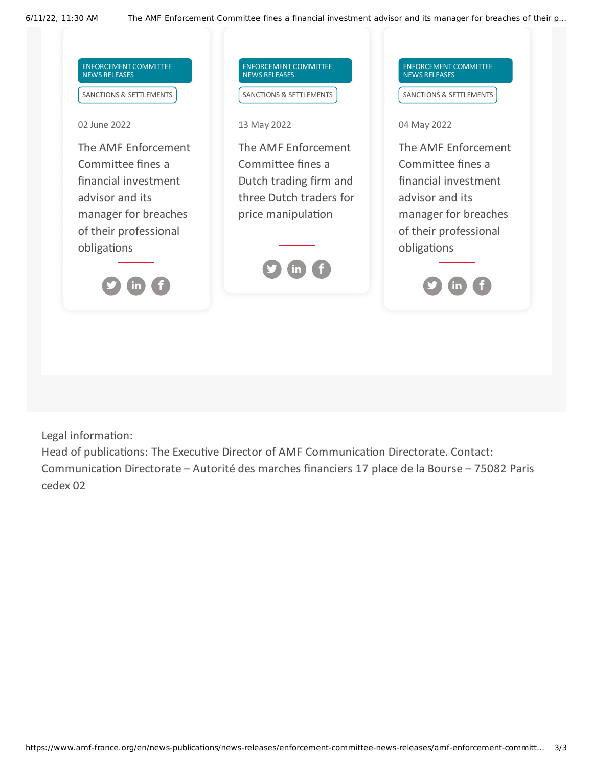ENFORCEMENT COMMITTEE NEWS RELEASES

SANCTIONS & SETTLEMENTS

02 June 2022

The AMF Enforcement Committee fines a financial investment advisor and its manager for breaches of their professional obligations

ENFORCEMENT COMMITTEE NEWS RELEASES

SANCTIONS & SETTLEMENTS

13 May 2022

The AMF Enforcement Committee fines a Dutch trading firm and three Dutch traders for price manipulation

ENFORCEMENT COMMITTEE NEWS RELEASES

SANCTIONS & SETTLEMENTS

04 May 2022

The AMF Enforcement Committee fines a financial investment advisor and its manager for breaches of their professional obligations

Legal information:
Head of publications: The Executive Director of AMF Communication Directorate. Contact: Communication Directorate – Autorité des marches financiers 17 place de la Bourse – 75082 Paris cedex 02